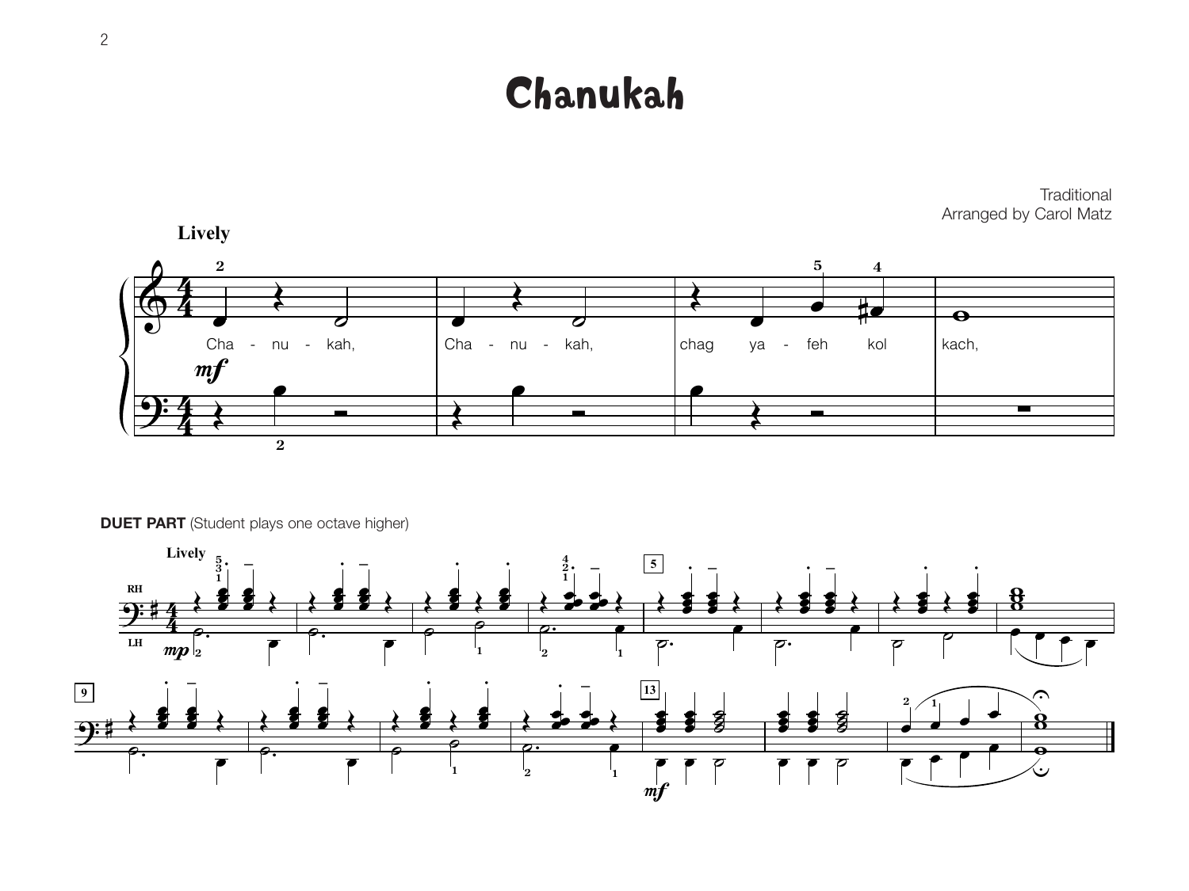# Chanukah

Traditional
Arranged by Carol Matz

Lively

Cha - nu - kah, Cha - nu - kah, chag ya - feh kol kach,

**DUET PART** (Student plays one octave higher)

Lively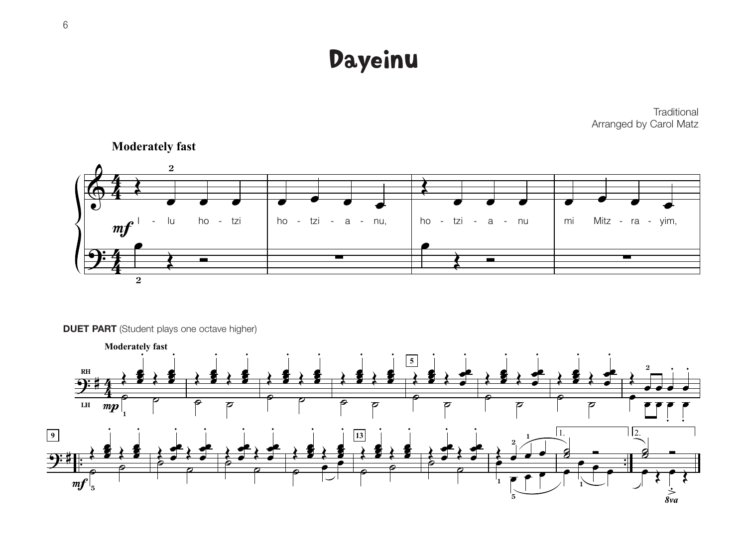# Dayeinu

Traditional
Arranged by Carol Matz

**Moderately fast**

I - lu ho - tzi ho - tzi - a - nu, ho - tzi - a - nu mi Mitz - ra - yim,

**DUET PART** (Student plays one octave higher)

**Moderately fast**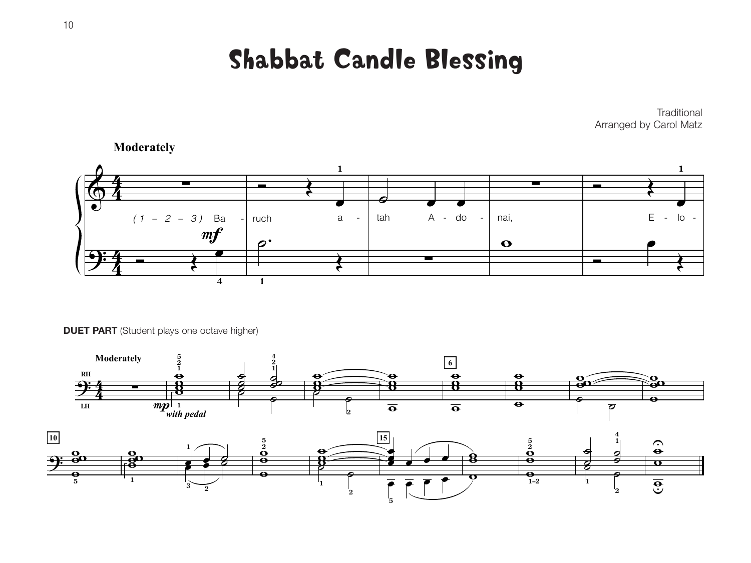# Shabbat Candle Blessing

Traditional
Arranged by Carol Matz

**Moderately**

( 1 – 2 – 3 ) Ba - ruch a - tah A - do - nai, E - lo -

**DUET PART** (Student plays one octave higher)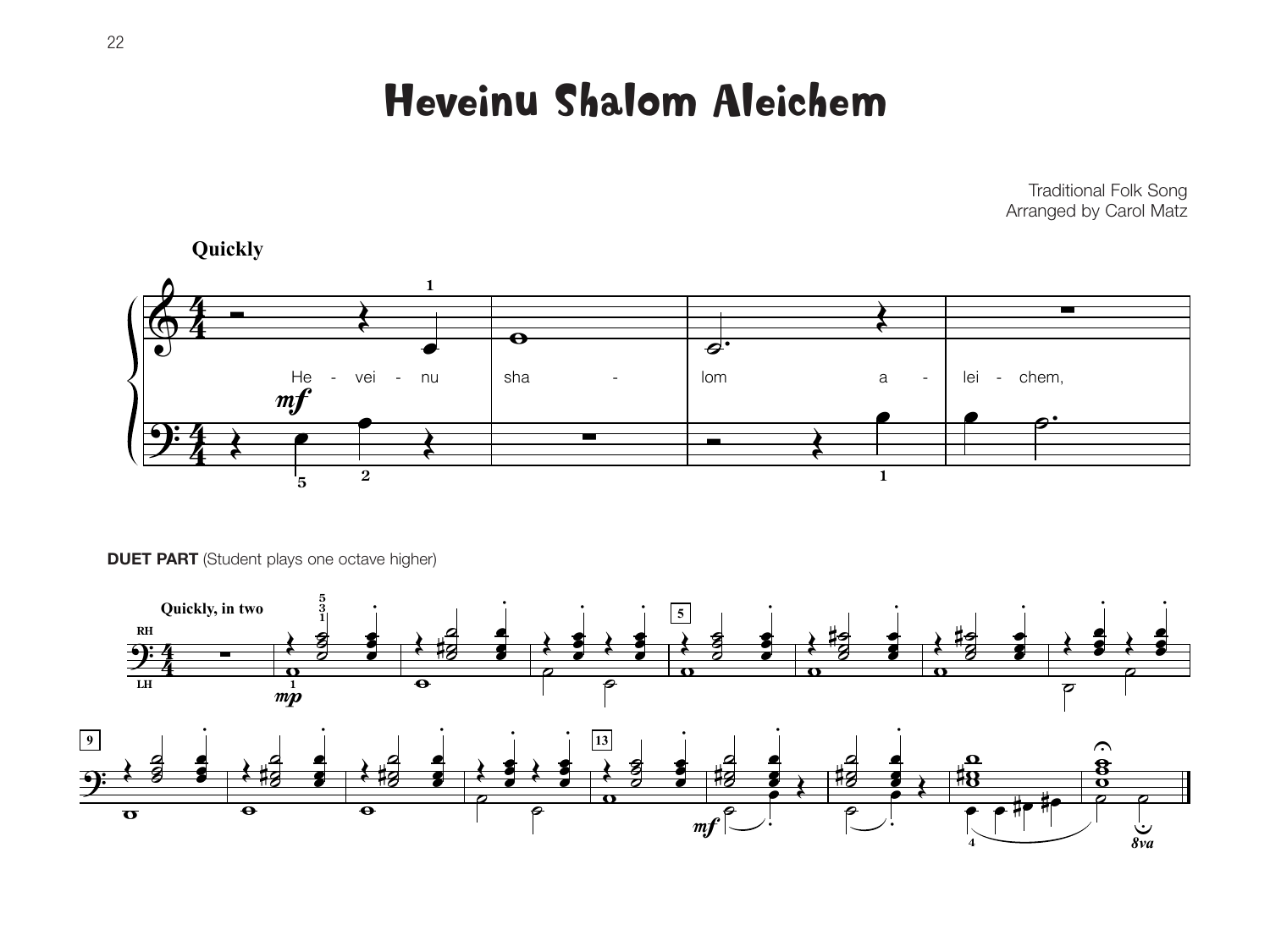# Heveinu Shalom Aleichem

Traditional Folk Song
Arranged by Carol Matz

**Quickly**

He - vei - nu sha - lom a - lei - chem,

**DUET PART** (Student plays one octave higher)

**Quickly, in two**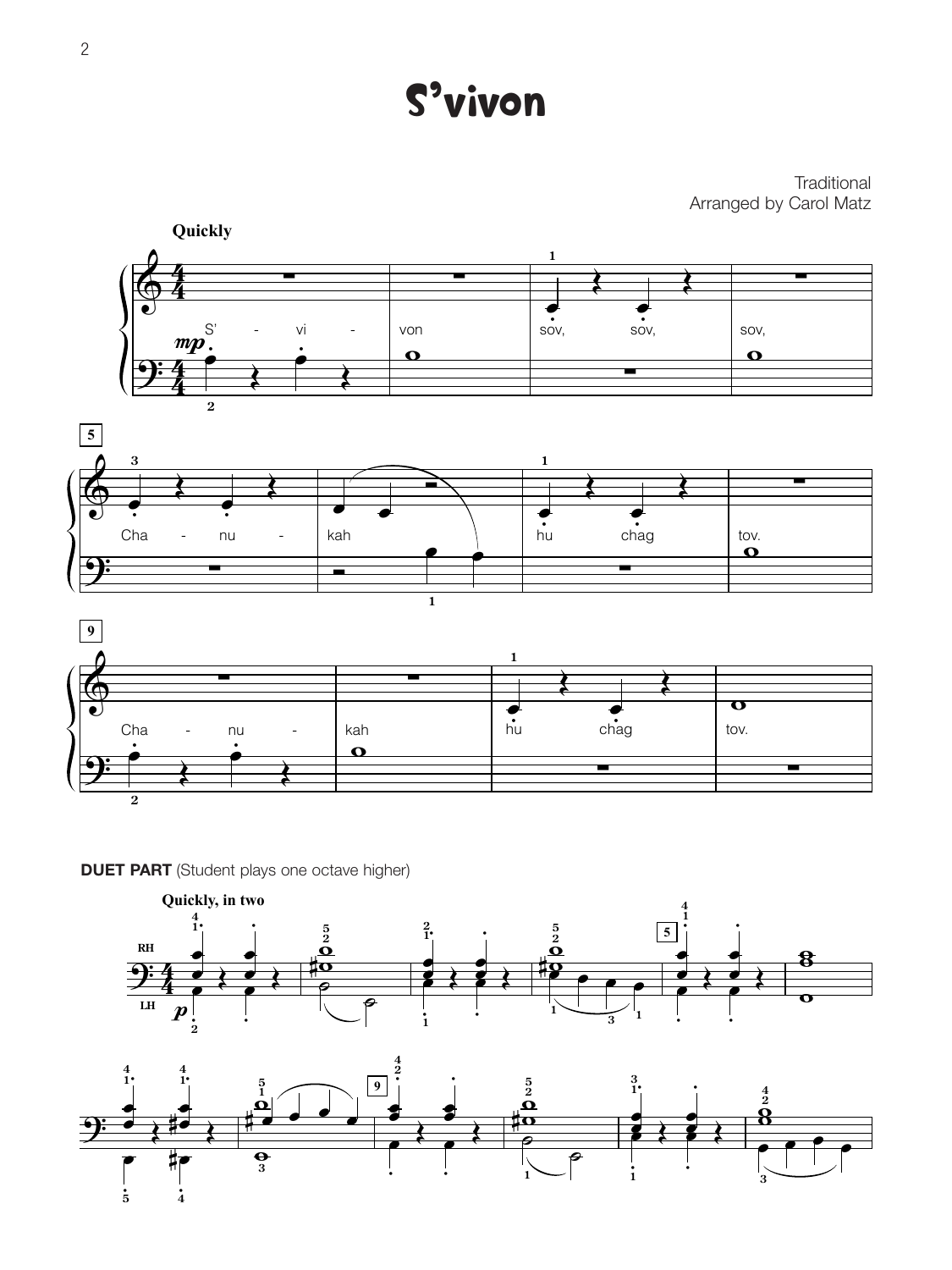# S'vivon

Traditional
Arranged by Carol Matz

Quickly

S' - vi - von sov, sov, sov,

Cha - nu - kah hu chag tov.

Cha - nu - kah hu chag tov.

**DUET PART** (Student plays one octave higher)

Quickly, in two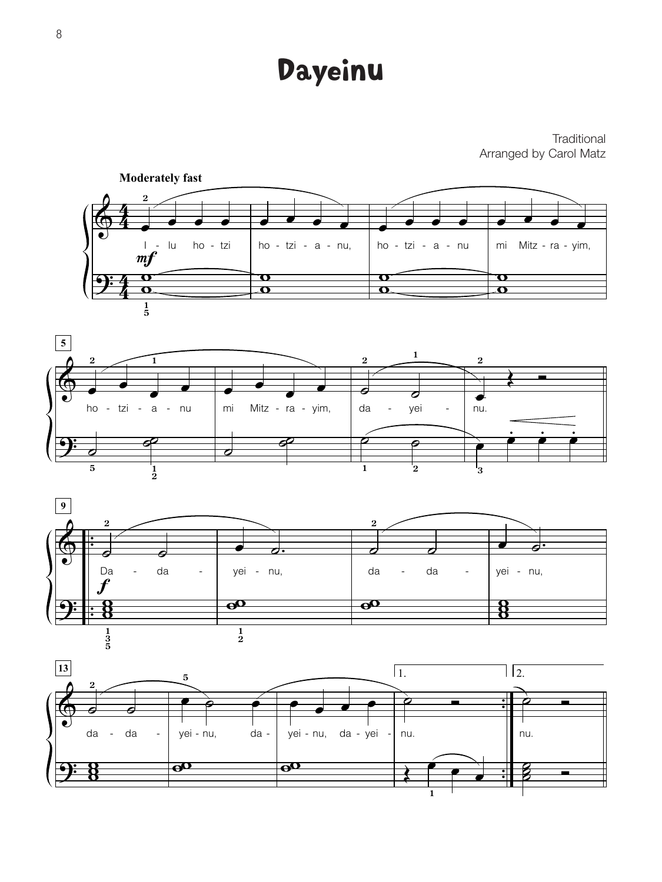# Dayeinu

Traditional
Arranged by Carol Matz

Moderately fast

I - lu ho - tzi ho - tzi - a - nu, ho - tzi - a - nu mi Mitz - ra - yim,

ho - tzi - a - nu mi Mitz - ra - yim, da - yei - nu.

Da - da - yei - nu, da - da - yei - nu,

da - da - yei - nu, da - yei - nu, da - yei - nu. nu.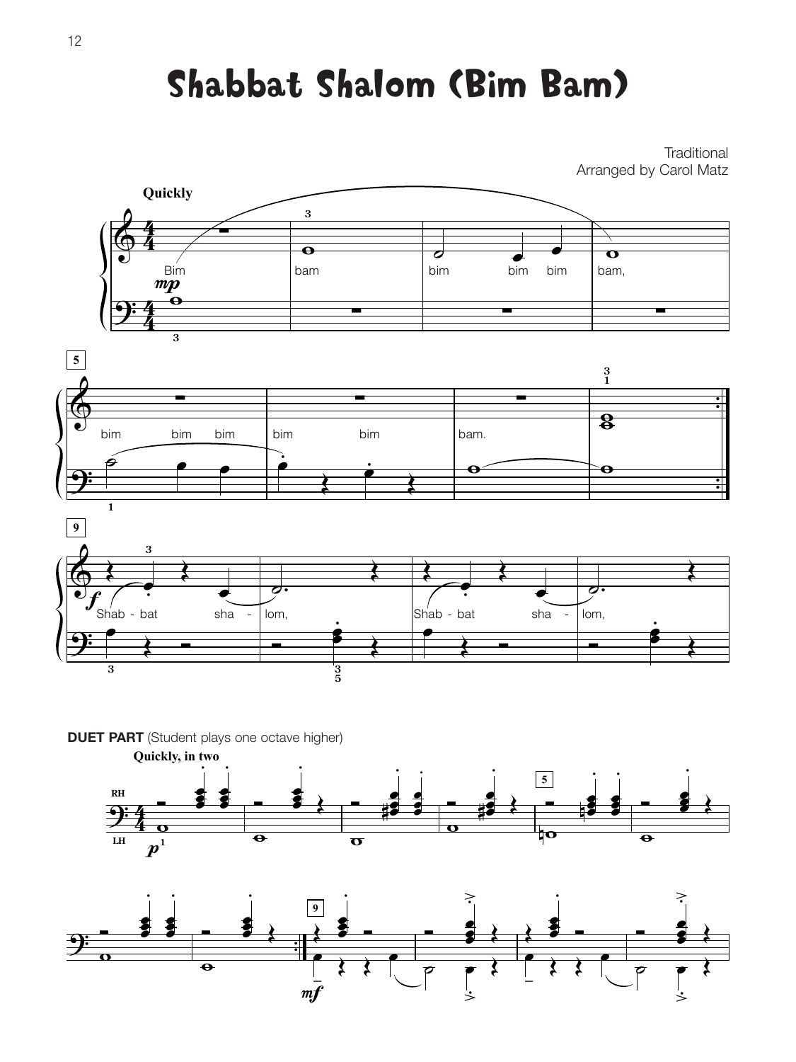# Shabbat Shalom (Bim Bam)

Traditional

Arranged by Carol Matz

Quickly

Bim bam bim bim bim bam,

bim bim bim bim bim bam.

Shab - bat sha - lom, Shab - bat sha - lom,

**DUET PART** (Student plays one octave higher)

Quickly, in two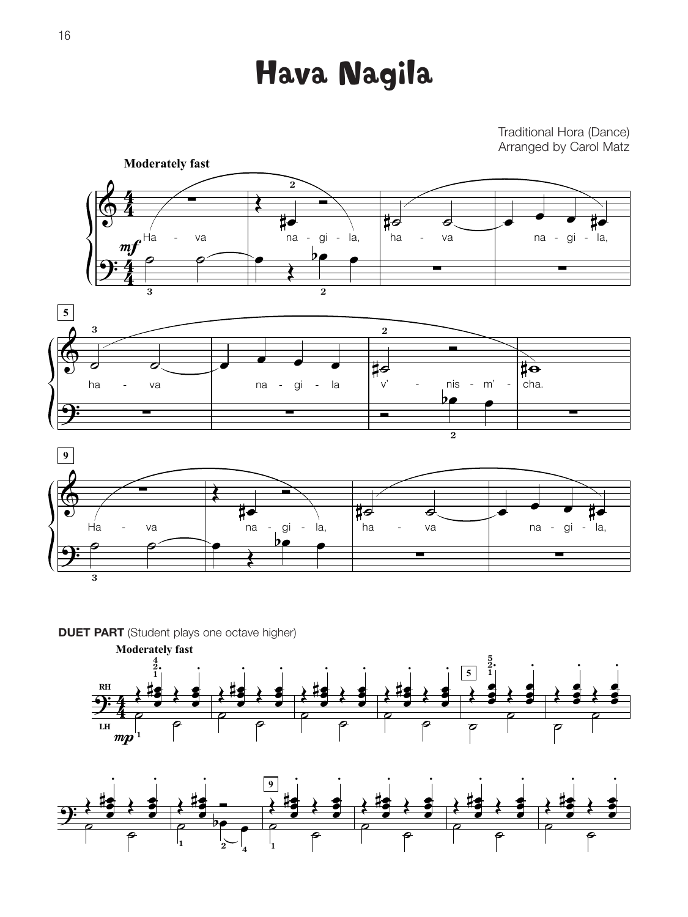# Hava Nagila

Traditional Hora (Dance)
Arranged by Carol Matz

**Moderately fast**

Ha - va na - gi - la, ha - va na - gi - la,

ha - va na - gi - la v' - nis - m' - cha.

Ha - va na - gi - la, ha - va na - gi - la,

**DUET PART** (Student plays one octave higher)

**Moderately fast**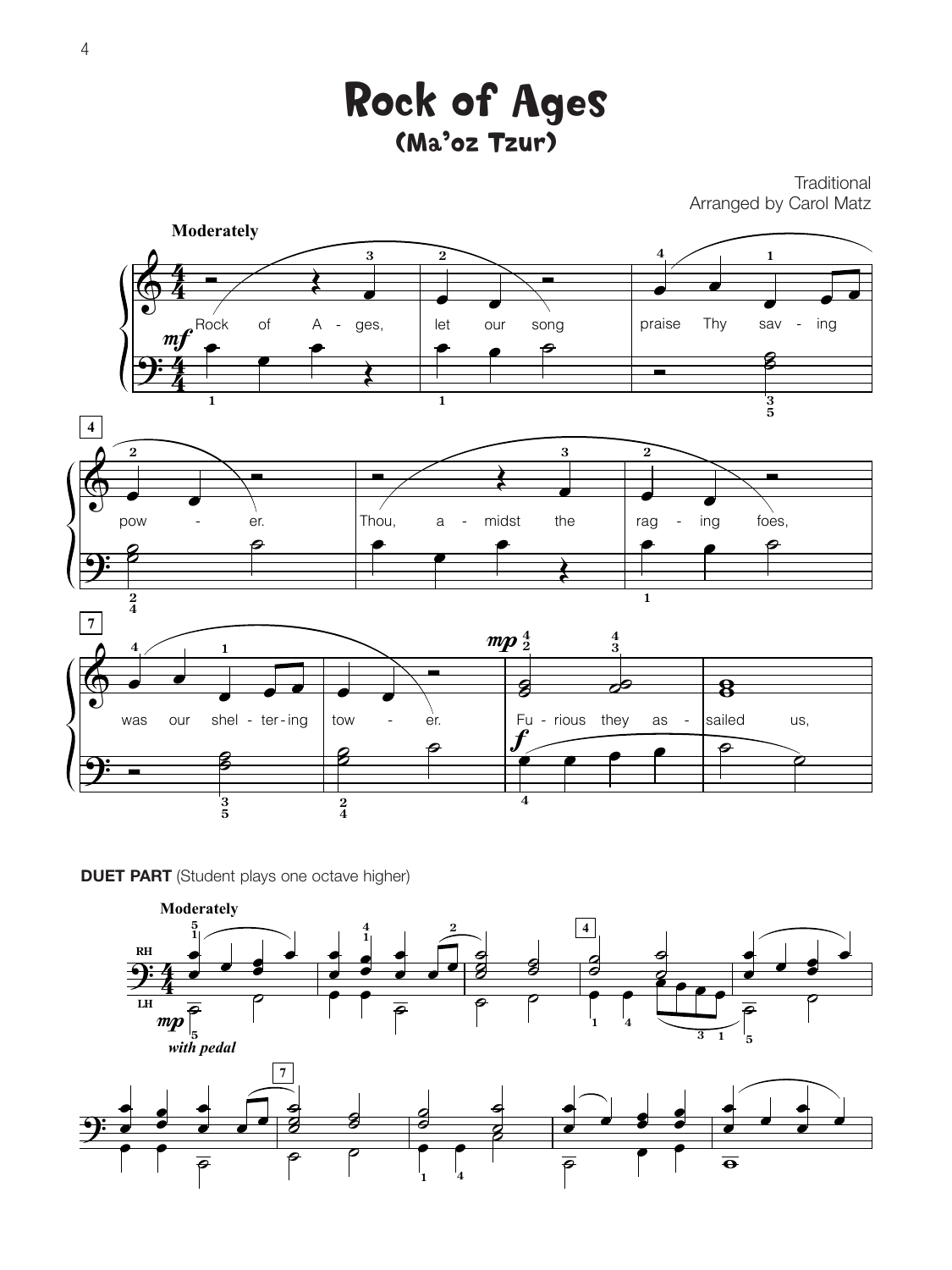# Rock of Ages

## (Ma'oz Tzur)

Traditional
Arranged by Carol Matz

**Moderately**

Rock of A - ges, let our song praise Thy sav - ing pow - er. Thou, a - midst the rag - ing foes, was our shel - ter - ing tow - er. Fu - rious they as - sailed us,

**DUET PART** (Student plays one octave higher)

**Moderately**

*with pedal*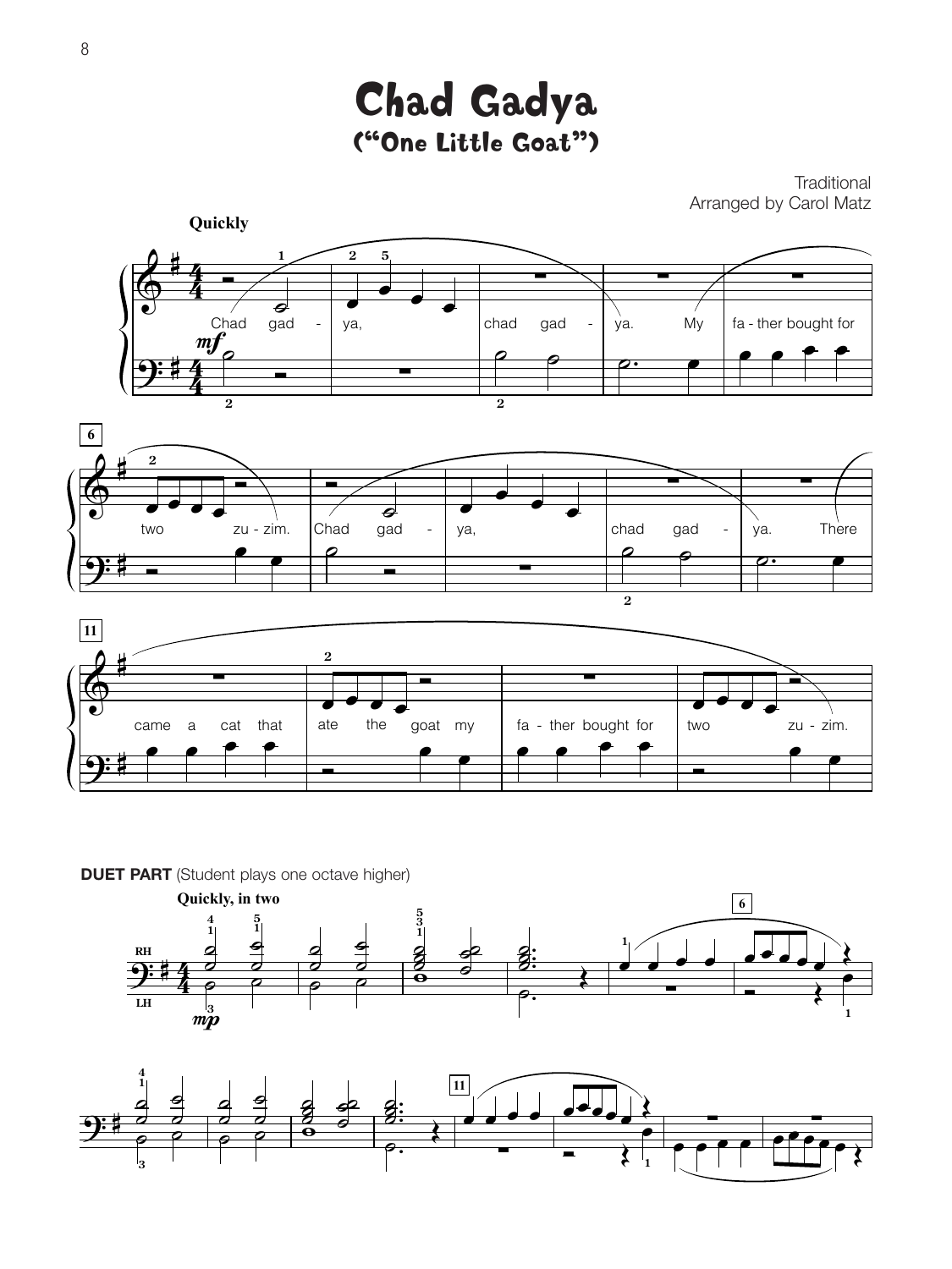# Chad Gadya
## ("One Little Goat")

Traditional
Arranged by Carol Matz

**Quickly**

Chad gad - ya, chad gad - ya. My fa - ther bought for two zu - zim. Chad gad - ya, chad gad - ya. There came a cat that ate the goat my fa - ther bought for two zu - zim.

**DUET PART** (Student plays one octave higher)

**Quickly, in two**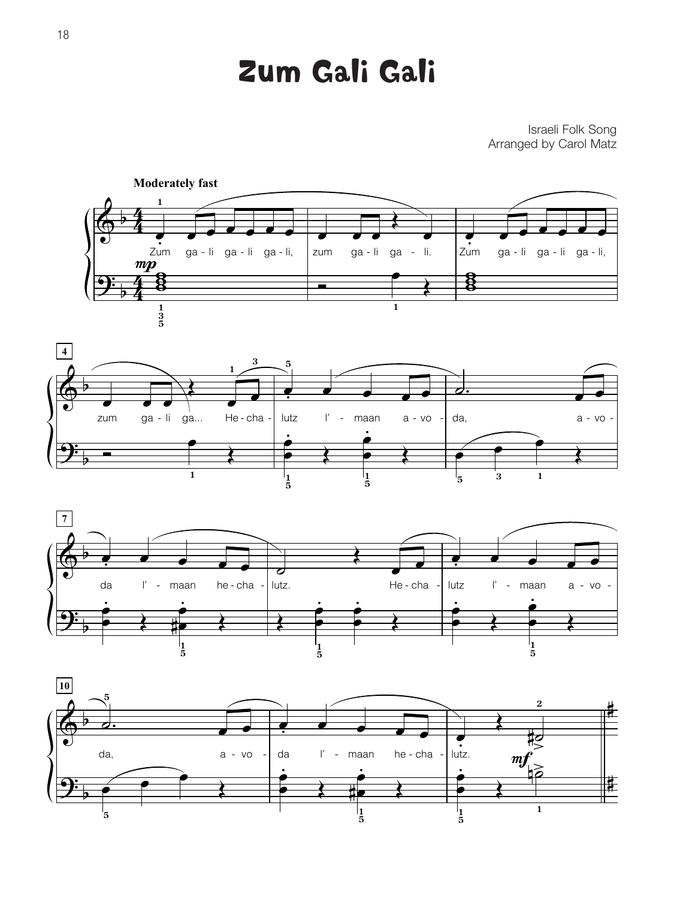# Zum Gali Gali

Israeli Folk Song
Arranged by Carol Matz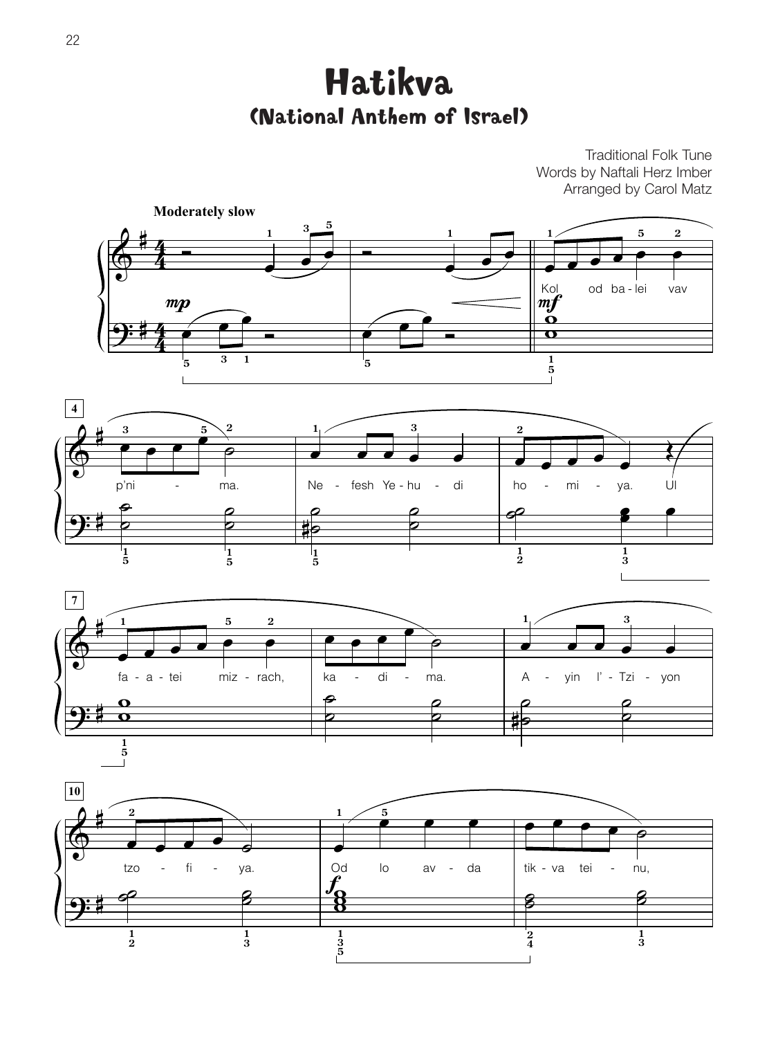# Hatikva

## (National Anthem of Israel)

Traditional Folk Tune
Words by Naftali Herz Imber
Arranged by Carol Matz

**Moderately slow**

Kol od ba - lei vav p'ni - ma. Ne - fesh Ye - hu - di ho - mi - ya. Ul fa - a - tei miz - rach, ka - di - ma. A - yin l' - Tzi - yon tzo - fi - ya. Od lo av - da tik - va tei - nu,